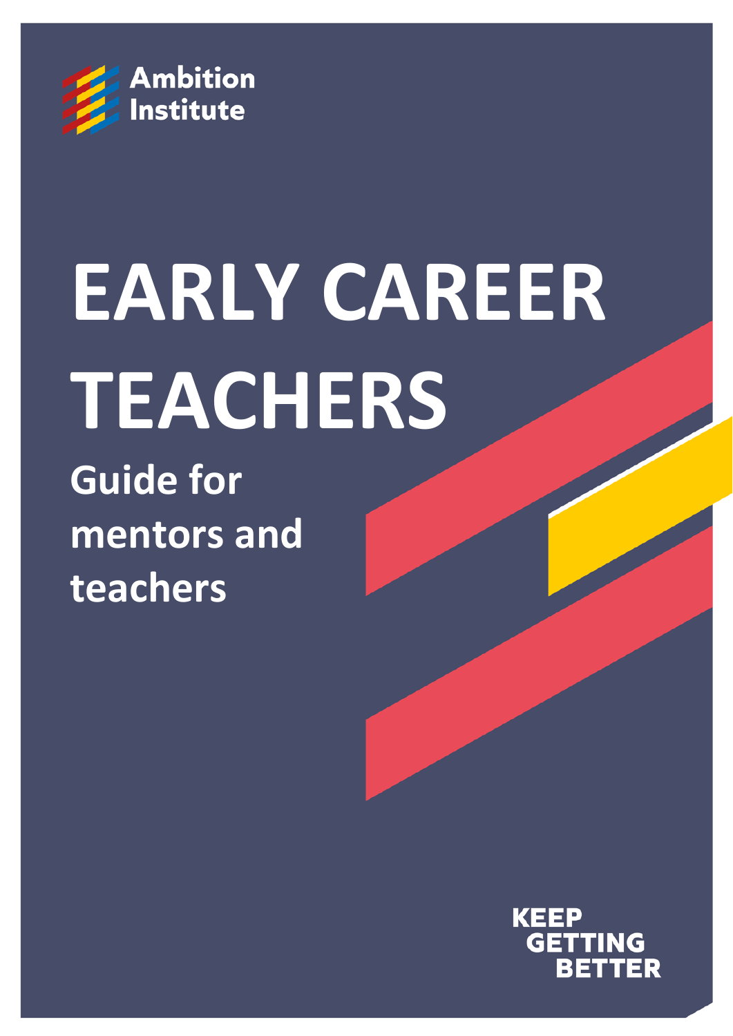Ambition Institute

# EARLY CAREER TEACHERS

## Guide for mentors and teachers

KEEP GETTING BETTER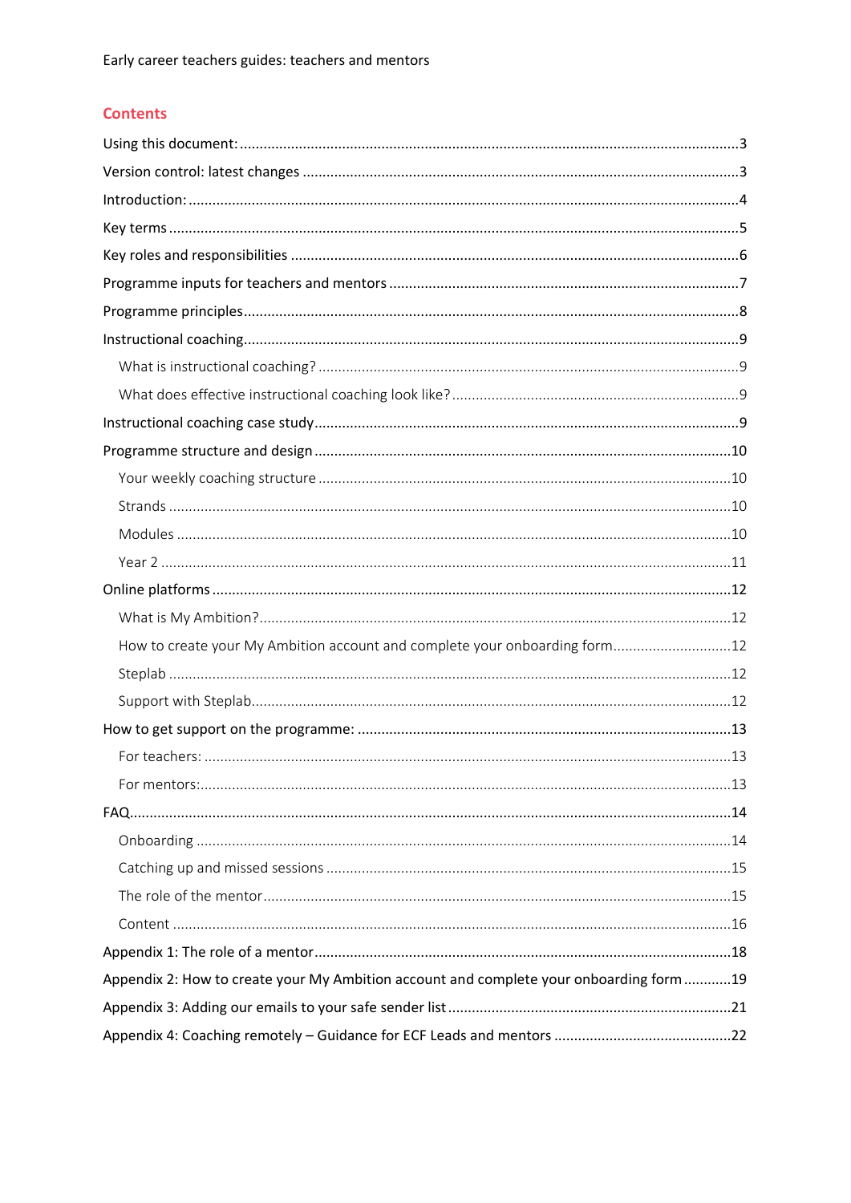## Contents

- Using this document: ... 3
- Version control: latest changes ... 3
- Introduction: ... 4
- Key terms ... 5
- Key roles and responsibilities ... 6
- Programme inputs for teachers and mentors ... 7
- Programme principles ... 8
- Instructional coaching ... 9
  - What is instructional coaching? ... 9
  - What does effective instructional coaching look like? ... 9
- Instructional coaching case study ... 9
- Programme structure and design ... 10
  - Your weekly coaching structure ... 10
  - Strands ... 10
  - Modules ... 10
  - Year 2 ... 11
- Online platforms ... 12
  - What is My Ambition? ... 12
  - How to create your My Ambition account and complete your onboarding form ... 12
  - Steplab ... 12
  - Support with Steplab ... 12
- How to get support on the programme: ... 13
  - For teachers: ... 13
  - For mentors: ... 13
- FAQ ... 14
  - Onboarding ... 14
  - Catching up and missed sessions ... 15
  - The role of the mentor ... 15
  - Content ... 16
- Appendix 1: The role of a mentor ... 18
- Appendix 2: How to create your My Ambition account and complete your onboarding form ... 19
- Appendix 3: Adding our emails to your safe sender list ... 21
- Appendix 4: Coaching remotely – Guidance for ECF Leads and mentors ... 22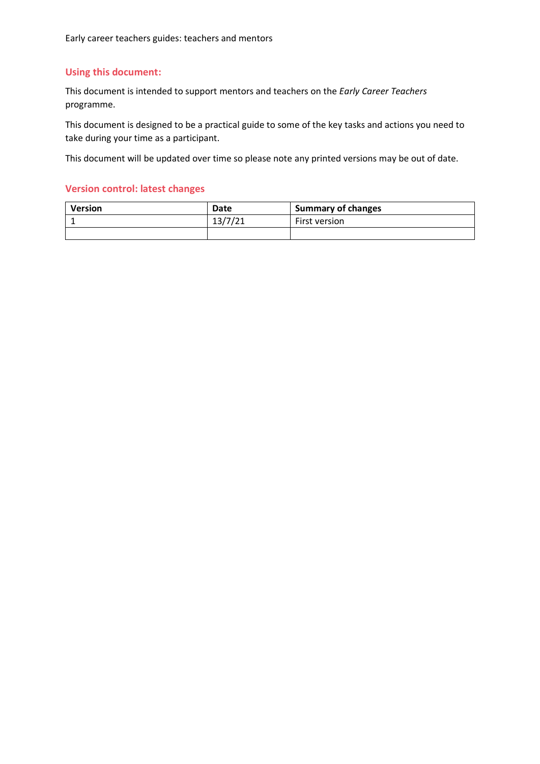## Using this document:

This document is intended to support mentors and teachers on the *Early Career Teachers* programme.

This document is designed to be a practical guide to some of the key tasks and actions you need to take during your time as a participant.

This document will be updated over time so please note any printed versions may be out of date.

## Version control: latest changes

| Version | Date | Summary of changes |
|---|---|---|
| 1 | 13/7/21 | First version |
| | | |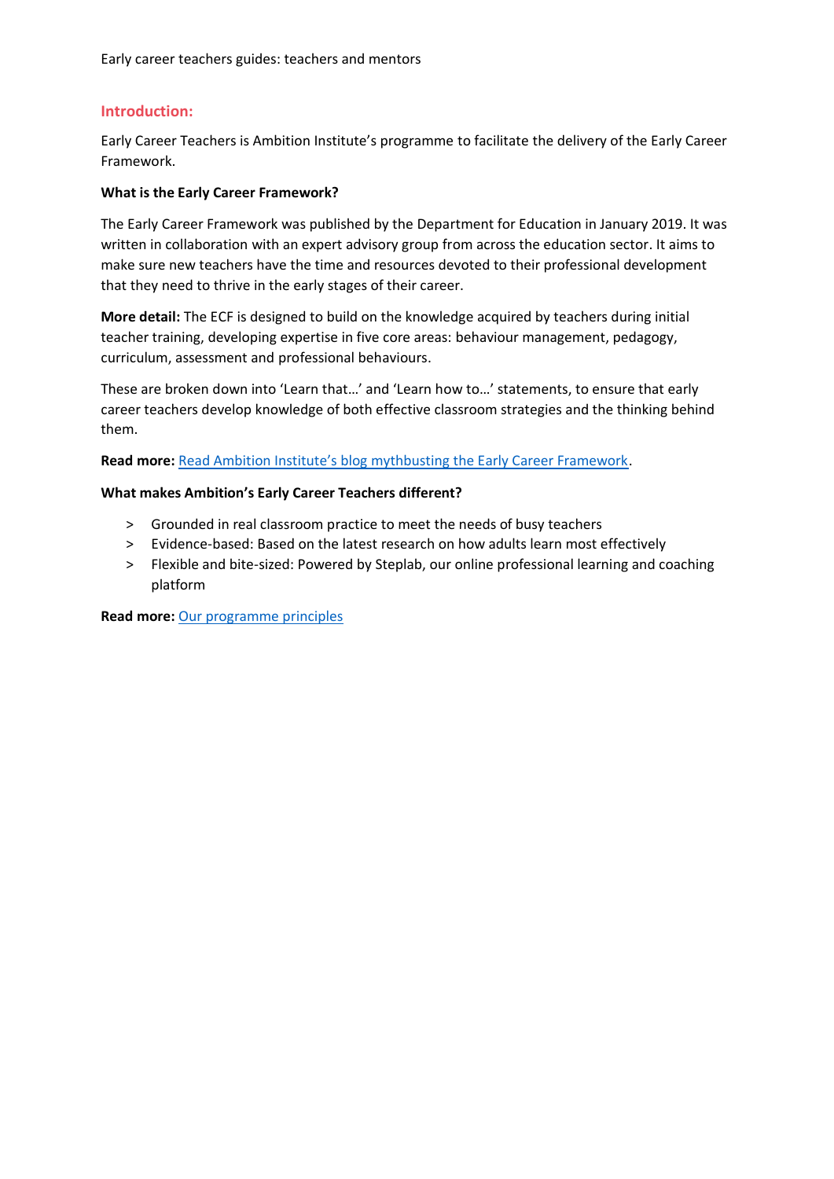## Introduction:

Early Career Teachers is Ambition Institute's programme to facilitate the delivery of the Early Career Framework.

**What is the Early Career Framework?**

The Early Career Framework was published by the Department for Education in January 2019. It was written in collaboration with an expert advisory group from across the education sector. It aims to make sure new teachers have the time and resources devoted to their professional development that they need to thrive in the early stages of their career.

**More detail:** The ECF is designed to build on the knowledge acquired by teachers during initial teacher training, developing expertise in five core areas: behaviour management, pedagogy, curriculum, assessment and professional behaviours.

These are broken down into 'Learn that…' and 'Learn how to…' statements, to ensure that early career teachers develop knowledge of both effective classroom strategies and the thinking behind them.

**Read more:** Read Ambition Institute's blog mythbusting the Early Career Framework.

**What makes Ambition's Early Career Teachers different?**

- Grounded in real classroom practice to meet the needs of busy teachers
- Evidence-based: Based on the latest research on how adults learn most effectively
- Flexible and bite-sized: Powered by Steplab, our online professional learning and coaching platform

**Read more:** Our programme principles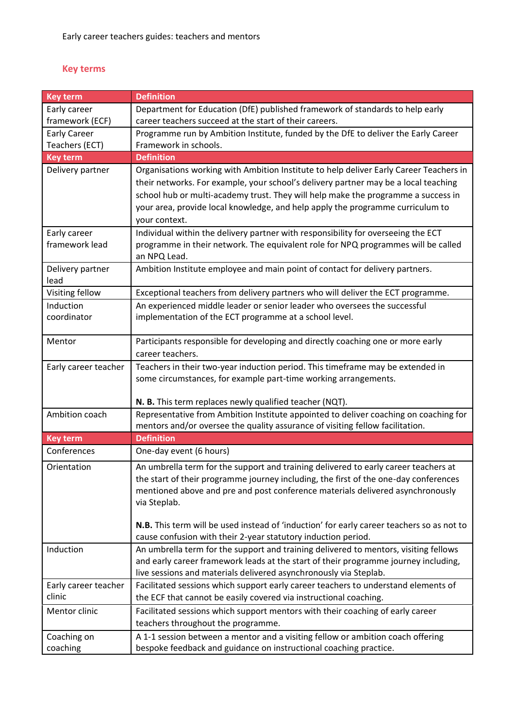Early career teachers guides: teachers and mentors

## Key terms

| Key term | Definition |
|---|---|
| Early career framework (ECF) | Department for Education (DfE) published framework of standards to help early career teachers succeed at the start of their careers. |
| Early Career Teachers (ECT) | Programme run by Ambition Institute, funded by the DfE to deliver the Early Career Framework in schools. |
| **Key term** | **Definition** |
| Delivery partner | Organisations working with Ambition Institute to help deliver Early Career Teachers in their networks. For example, your school's delivery partner may be a local teaching school hub or multi-academy trust. They will help make the programme a success in your area, provide local knowledge, and help apply the programme curriculum to your context. |
| Early career framework lead | Individual within the delivery partner with responsibility for overseeing the ECT programme in their network. The equivalent role for NPQ programmes will be called an NPQ Lead. |
| Delivery partner lead | Ambition Institute employee and main point of contact for delivery partners. |
| Visiting fellow | Exceptional teachers from delivery partners who will deliver the ECT programme. |
| Induction coordinator | An experienced middle leader or senior leader who oversees the successful implementation of the ECT programme at a school level. |
| Mentor | Participants responsible for developing and directly coaching one or more early career teachers. |
| Early career teacher | Teachers in their two-year induction period. This timeframe may be extended in some circumstances, for example part-time working arrangements.<br><br>**N. B.** This term replaces newly qualified teacher (NQT). |
| Ambition coach | Representative from Ambition Institute appointed to deliver coaching on coaching for mentors and/or oversee the quality assurance of visiting fellow facilitation. |
| **Key term** | **Definition** |
| Conferences | One-day event (6 hours) |
| Orientation | An umbrella term for the support and training delivered to early career teachers at the start of their programme journey including, the first of the one-day conferences mentioned above and pre and post conference materials delivered asynchronously via Steplab.<br><br>**N.B.** This term will be used instead of 'induction' for early career teachers so as not to cause confusion with their 2-year statutory induction period. |
| Induction | An umbrella term for the support and training delivered to mentors, visiting fellows and early career framework leads at the start of their programme journey including, live sessions and materials delivered asynchronously via Steplab. |
| Early career teacher clinic | Facilitated sessions which support early career teachers to understand elements of the ECF that cannot be easily covered via instructional coaching. |
| Mentor clinic | Facilitated sessions which support mentors with their coaching of early career teachers throughout the programme. |
| Coaching on coaching | A 1-1 session between a mentor and a visiting fellow or ambition coach offering bespoke feedback and guidance on instructional coaching practice. |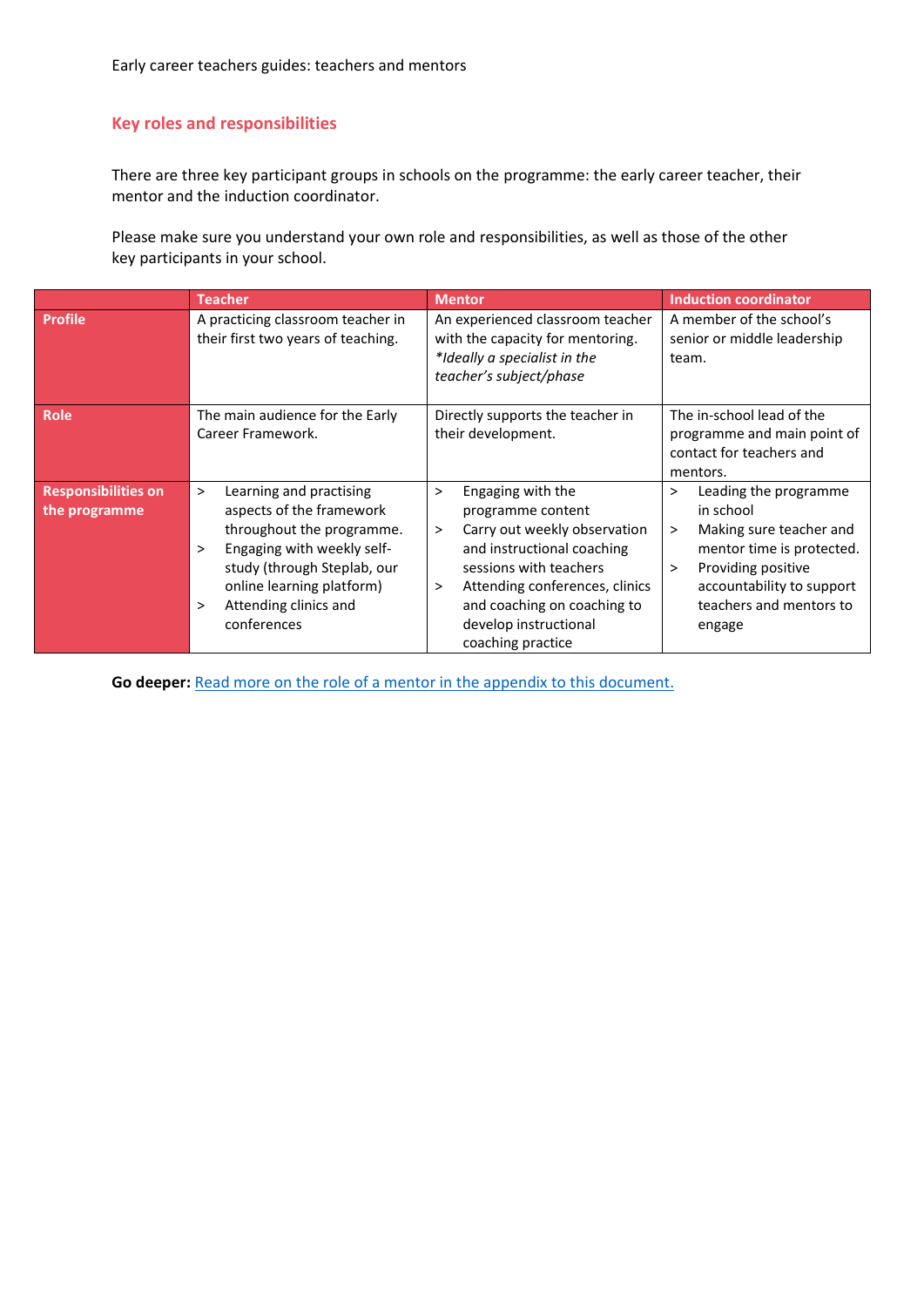## Key roles and responsibilities

There are three key participant groups in schools on the programme: the early career teacher, their mentor and the induction coordinator.

Please make sure you understand your own role and responsibilities, as well as those of the other key participants in your school.

| | Teacher | Mentor | Induction coordinator |
|---|---|---|---|
| **Profile** | A practicing classroom teacher in their first two years of teaching. | An experienced classroom teacher with the capacity for mentoring. *\*Ideally a specialist in the teacher's subject/phase* | A member of the school's senior or middle leadership team. |
| **Role** | The main audience for the Early Career Framework. | Directly supports the teacher in their development. | The in-school lead of the programme and main point of contact for teachers and mentors. |
| **Responsibilities on the programme** | > Learning and practising aspects of the framework throughout the programme.<br>> Engaging with weekly self-study (through Steplab, our online learning platform)<br>> Attending clinics and conferences | > Engaging with the programme content<br>> Carry out weekly observation and instructional coaching sessions with teachers<br>> Attending conferences, clinics and coaching on coaching to develop instructional coaching practice | > Leading the programme in school<br>> Making sure teacher and mentor time is protected.<br>> Providing positive accountability to support teachers and mentors to engage |

**Go deeper:** [Read more on the role of a mentor in the appendix to this document.]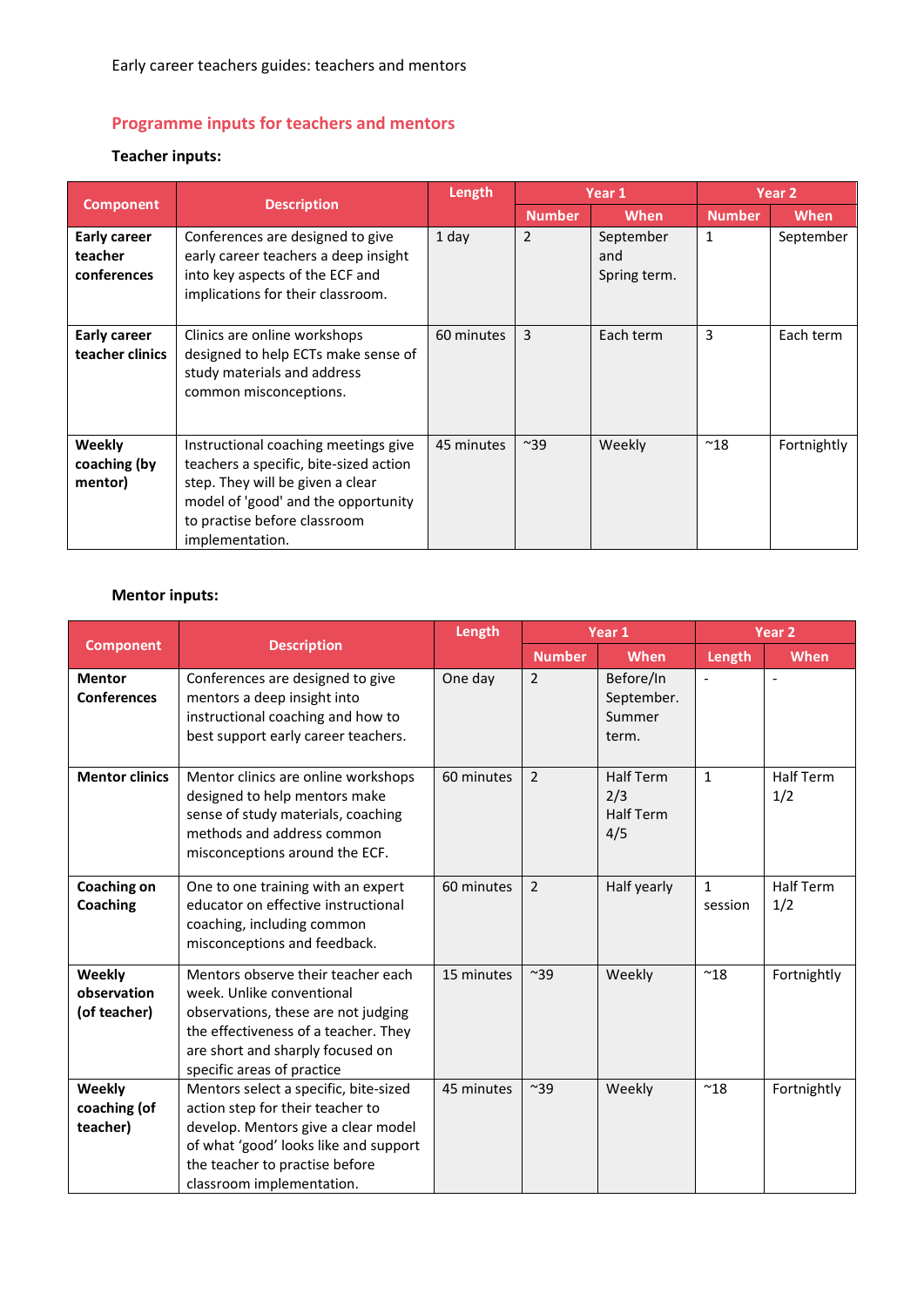## Programme inputs for teachers and mentors

**Teacher inputs:**

| Component | Description | Length | Year 1 | | Year 2 | |
|---|---|---|---|---|---|---|
| | | | Number | When | Number | When |
| **Early career teacher conferences** | Conferences are designed to give early career teachers a deep insight into key aspects of the ECF and implications for their classroom. | 1 day | 2 | September and Spring term. | 1 | September |
| **Early career teacher clinics** | Clinics are online workshops designed to help ECTs make sense of study materials and address common misconceptions. | 60 minutes | 3 | Each term | 3 | Each term |
| **Weekly coaching (by mentor)** | Instructional coaching meetings give teachers a specific, bite-sized action step. They will be given a clear model of 'good' and the opportunity to practise before classroom implementation. | 45 minutes | ~39 | Weekly | ~18 | Fortnightly |

**Mentor inputs:**

| Component | Description | Length | Year 1 | | Year 2 | |
|---|---|---|---|---|---|---|
| | | | Number | When | Length | When |
| **Mentor Conferences** | Conferences are designed to give mentors a deep insight into instructional coaching and how to best support early career teachers. | One day | 2 | Before/In September. Summer term. | - | - |
| **Mentor clinics** | Mentor clinics are online workshops designed to help mentors make sense of study materials, coaching methods and address common misconceptions around the ECF. | 60 minutes | 2 | Half Term 2/3 Half Term 4/5 | 1 | Half Term 1/2 |
| **Coaching on Coaching** | One to one training with an expert educator on effective instructional coaching, including common misconceptions and feedback. | 60 minutes | 2 | Half yearly | 1 session | Half Term 1/2 |
| **Weekly observation (of teacher)** | Mentors observe their teacher each week. Unlike conventional observations, these are not judging the effectiveness of a teacher. They are short and sharply focused on specific areas of practice | 15 minutes | ~39 | Weekly | ~18 | Fortnightly |
| **Weekly coaching (of teacher)** | Mentors select a specific, bite-sized action step for their teacher to develop. Mentors give a clear model of what 'good' looks like and support the teacher to practise before classroom implementation. | 45 minutes | ~39 | Weekly | ~18 | Fortnightly |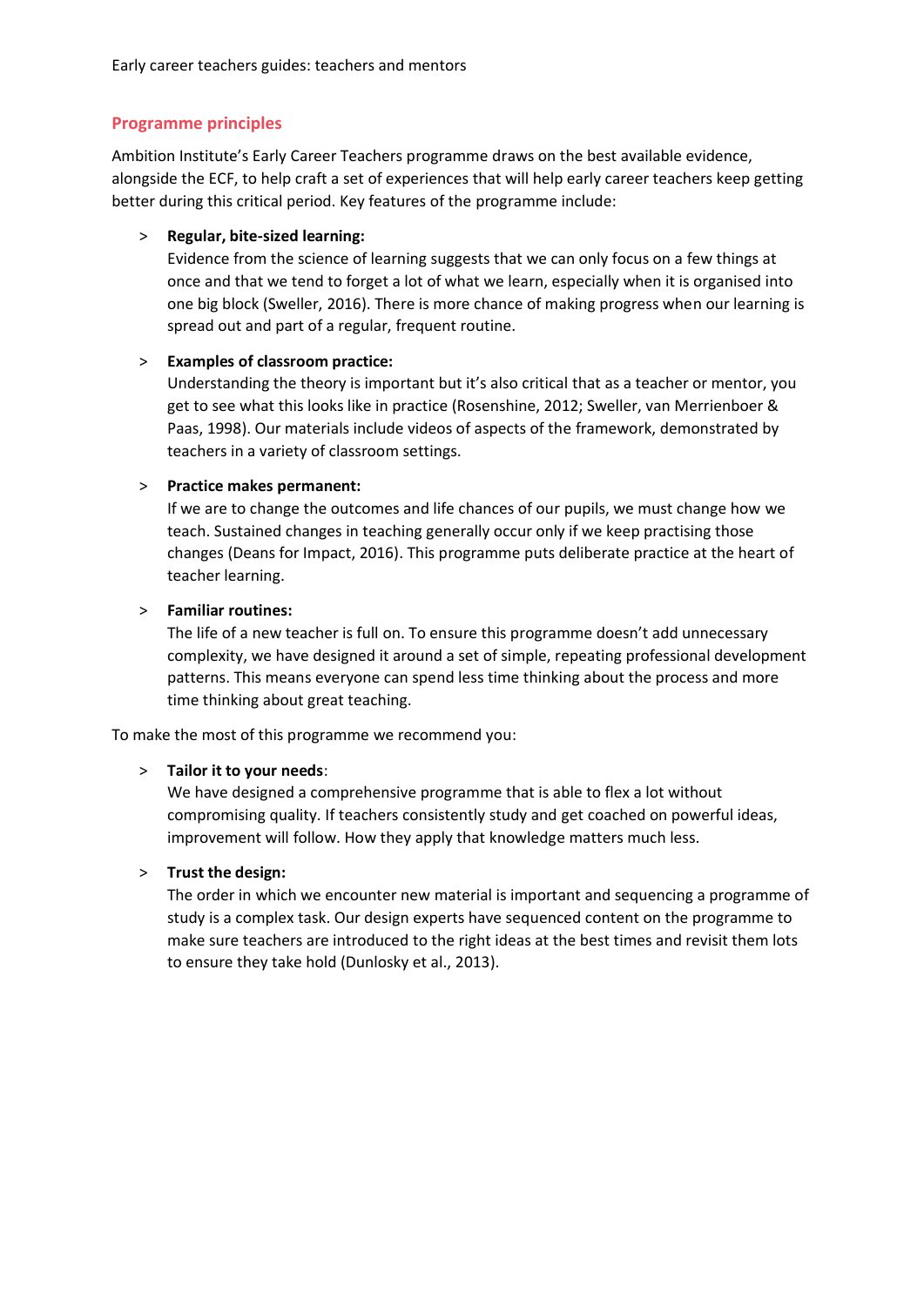## Programme principles

Ambition Institute's Early Career Teachers programme draws on the best available evidence, alongside the ECF, to help craft a set of experiences that will help early career teachers keep getting better during this critical period. Key features of the programme include:

> **Regular, bite-sized learning:**
> Evidence from the science of learning suggests that we can only focus on a few things at once and that we tend to forget a lot of what we learn, especially when it is organised into one big block (Sweller, 2016). There is more chance of making progress when our learning is spread out and part of a regular, frequent routine.

> **Examples of classroom practice:**
> Understanding the theory is important but it's also critical that as a teacher or mentor, you get to see what this looks like in practice (Rosenshine, 2012; Sweller, van Merrienboer & Paas, 1998). Our materials include videos of aspects of the framework, demonstrated by teachers in a variety of classroom settings.

> **Practice makes permanent:**
> If we are to change the outcomes and life chances of our pupils, we must change how we teach. Sustained changes in teaching generally occur only if we keep practising those changes (Deans for Impact, 2016). This programme puts deliberate practice at the heart of teacher learning.

> **Familiar routines:**
> The life of a new teacher is full on. To ensure this programme doesn't add unnecessary complexity, we have designed it around a set of simple, repeating professional development patterns. This means everyone can spend less time thinking about the process and more time thinking about great teaching.

To make the most of this programme we recommend you:

> **Tailor it to your needs**:
> We have designed a comprehensive programme that is able to flex a lot without compromising quality. If teachers consistently study and get coached on powerful ideas, improvement will follow. How they apply that knowledge matters much less.

> **Trust the design:**
> The order in which we encounter new material is important and sequencing a programme of study is a complex task. Our design experts have sequenced content on the programme to make sure teachers are introduced to the right ideas at the best times and revisit them lots to ensure they take hold (Dunlosky et al., 2013).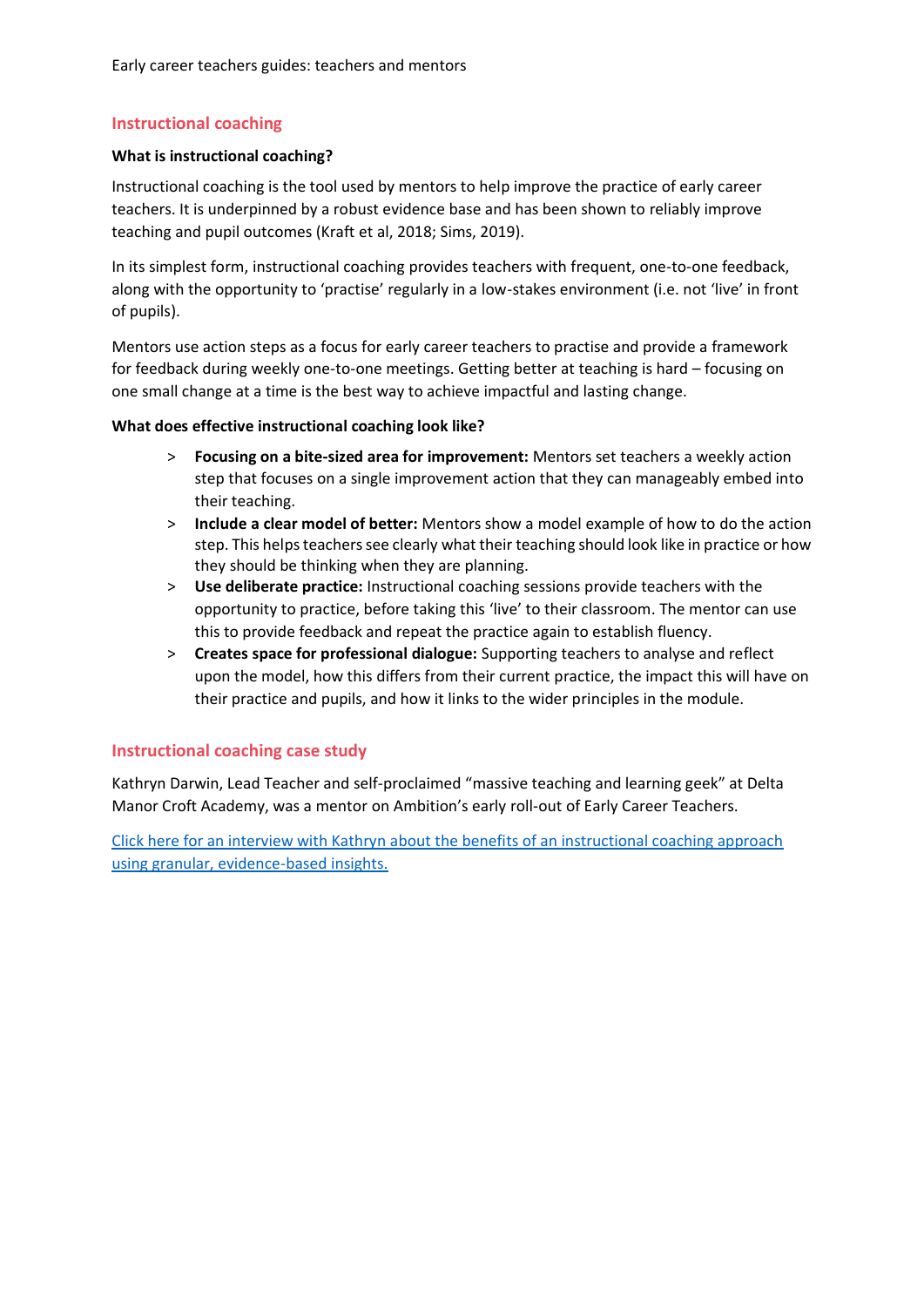## Instructional coaching

**What is instructional coaching?**

Instructional coaching is the tool used by mentors to help improve the practice of early career teachers. It is underpinned by a robust evidence base and has been shown to reliably improve teaching and pupil outcomes (Kraft et al, 2018; Sims, 2019).

In its simplest form, instructional coaching provides teachers with frequent, one-to-one feedback, along with the opportunity to 'practise' regularly in a low-stakes environment (i.e. not 'live' in front of pupils).

Mentors use action steps as a focus for early career teachers to practise and provide a framework for feedback during weekly one-to-one meetings. Getting better at teaching is hard – focusing on one small change at a time is the best way to achieve impactful and lasting change.

**What does effective instructional coaching look like?**

- **Focusing on a bite-sized area for improvement:** Mentors set teachers a weekly action step that focuses on a single improvement action that they can manageably embed into their teaching.
- **Include a clear model of better:** Mentors show a model example of how to do the action step. This helps teachers see clearly what their teaching should look like in practice or how they should be thinking when they are planning.
- **Use deliberate practice:** Instructional coaching sessions provide teachers with the opportunity to practice, before taking this 'live' to their classroom. The mentor can use this to provide feedback and repeat the practice again to establish fluency.
- **Creates space for professional dialogue:** Supporting teachers to analyse and reflect upon the model, how this differs from their current practice, the impact this will have on their practice and pupils, and how it links to the wider principles in the module.

## Instructional coaching case study

Kathryn Darwin, Lead Teacher and self-proclaimed "massive teaching and learning geek" at Delta Manor Croft Academy, was a mentor on Ambition's early roll-out of Early Career Teachers.

Click here for an interview with Kathryn about the benefits of an instructional coaching approach using granular, evidence-based insights.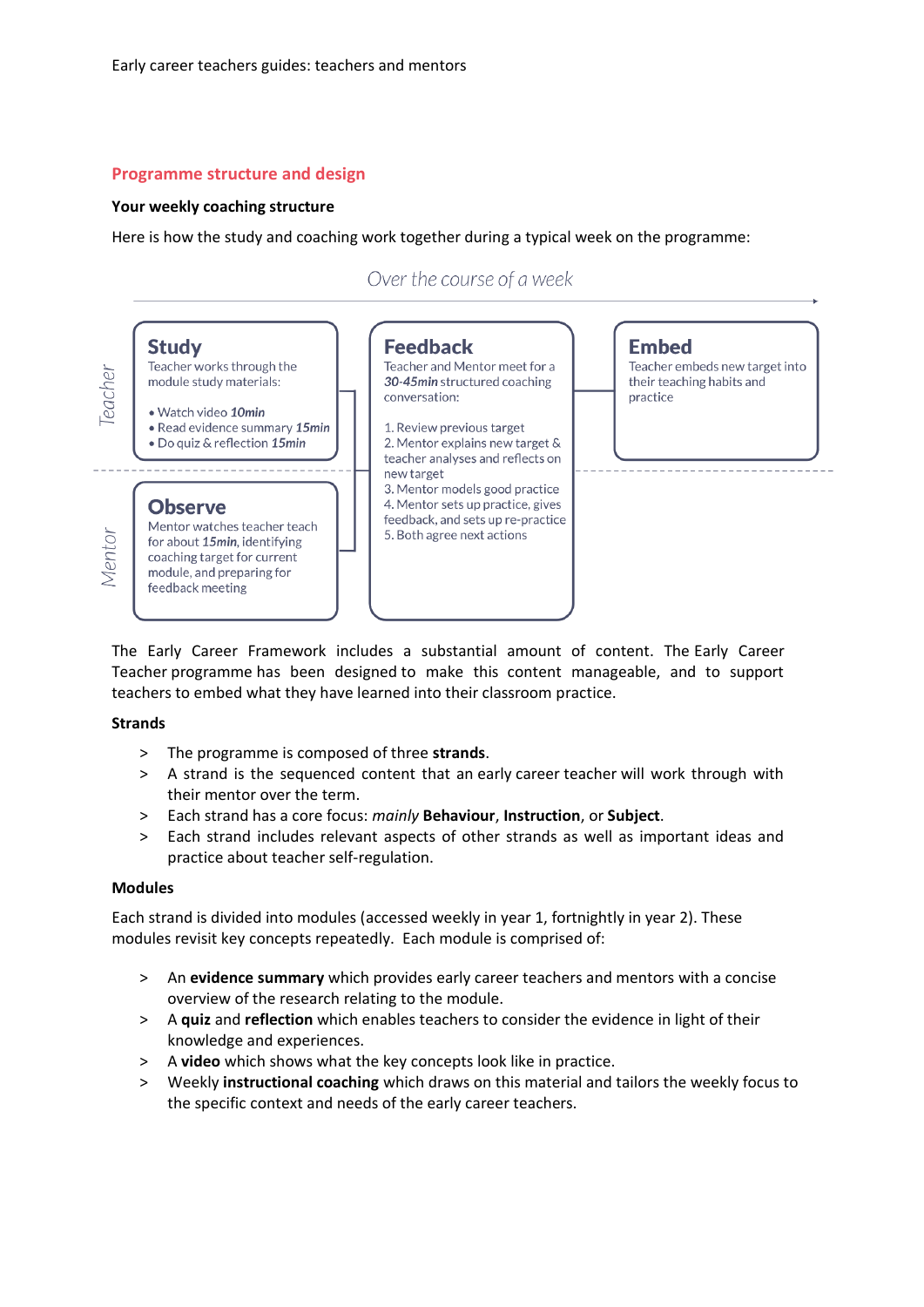## Programme structure and design

### Your weekly coaching structure

Here is how the study and coaching work together during a typical week on the programme:

*Over the course of a week*

| | Study / Observe | Feedback | Embed |
|---|---|---|---|
| Teacher | **Study**<br>Teacher works through the module study materials:<br>• Watch video *10min*<br>• Read evidence summary *15min*<br>• Do quiz & reflection *15min* | **Feedback**<br>Teacher and Mentor meet for a *30-45min* structured coaching conversation:<br>1. Review previous target<br>2. Mentor explains new target & teacher analyses and reflects on new target<br>3. Mentor models good practice<br>4. Mentor sets up practice, gives feedback, and sets up re-practice<br>5. Both agree next actions | **Embed**<br>Teacher embeds new target into their teaching habits and practice |
| Mentor | **Observe**<br>Mentor watches teacher teach for about *15min*, identifying coaching target for current module, and preparing for feedback meeting | | |

The Early Career Framework includes a substantial amount of content. The Early Career Teacher programme has been designed to make this content manageable, and to support teachers to embed what they have learned into their classroom practice.

### Strands

> The programme is composed of three **strands**.
> A strand is the sequenced content that an early career teacher will work through with their mentor over the term.
> Each strand has a core focus: *mainly* **Behaviour**, **Instruction**, or **Subject**.
> Each strand includes relevant aspects of other strands as well as important ideas and practice about teacher self-regulation.

### Modules

Each strand is divided into modules (accessed weekly in year 1, fortnightly in year 2). These modules revisit key concepts repeatedly. Each module is comprised of:

> An **evidence summary** which provides early career teachers and mentors with a concise overview of the research relating to the module.
> A **quiz** and **reflection** which enables teachers to consider the evidence in light of their knowledge and experiences.
> A **video** which shows what the key concepts look like in practice.
> Weekly **instructional coaching** which draws on this material and tailors the weekly focus to the specific context and needs of the early career teachers.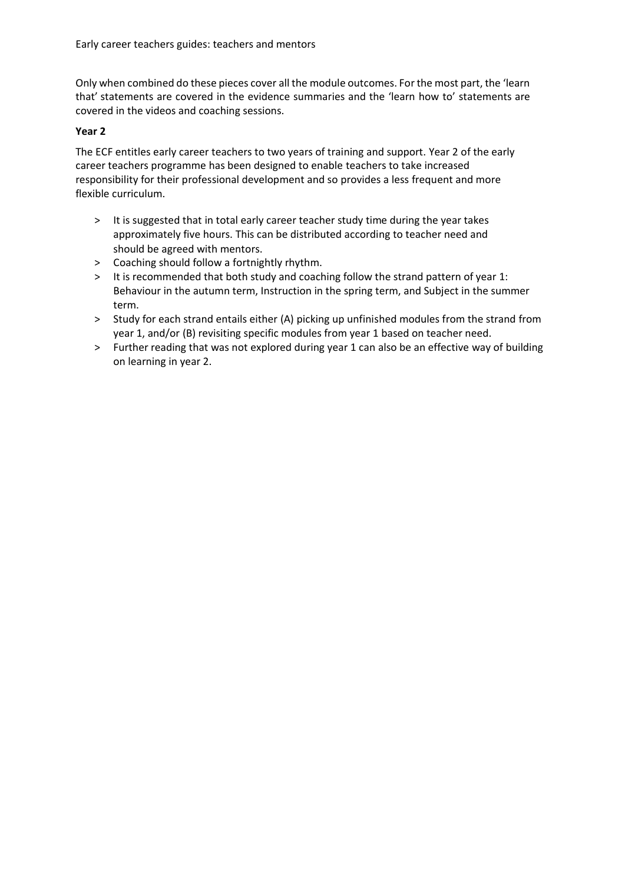Only when combined do these pieces cover all the module outcomes. For the most part, the 'learn that' statements are covered in the evidence summaries and the 'learn how to' statements are covered in the videos and coaching sessions.

**Year 2**

The ECF entitles early career teachers to two years of training and support. Year 2 of the early career teachers programme has been designed to enable teachers to take increased responsibility for their professional development and so provides a less frequent and more flexible curriculum.

- It is suggested that in total early career teacher study time during the year takes approximately five hours. This can be distributed according to teacher need and should be agreed with mentors.
- Coaching should follow a fortnightly rhythm.
- It is recommended that both study and coaching follow the strand pattern of year 1: Behaviour in the autumn term, Instruction in the spring term, and Subject in the summer term.
- Study for each strand entails either (A) picking up unfinished modules from the strand from year 1, and/or (B) revisiting specific modules from year 1 based on teacher need.
- Further reading that was not explored during year 1 can also be an effective way of building on learning in year 2.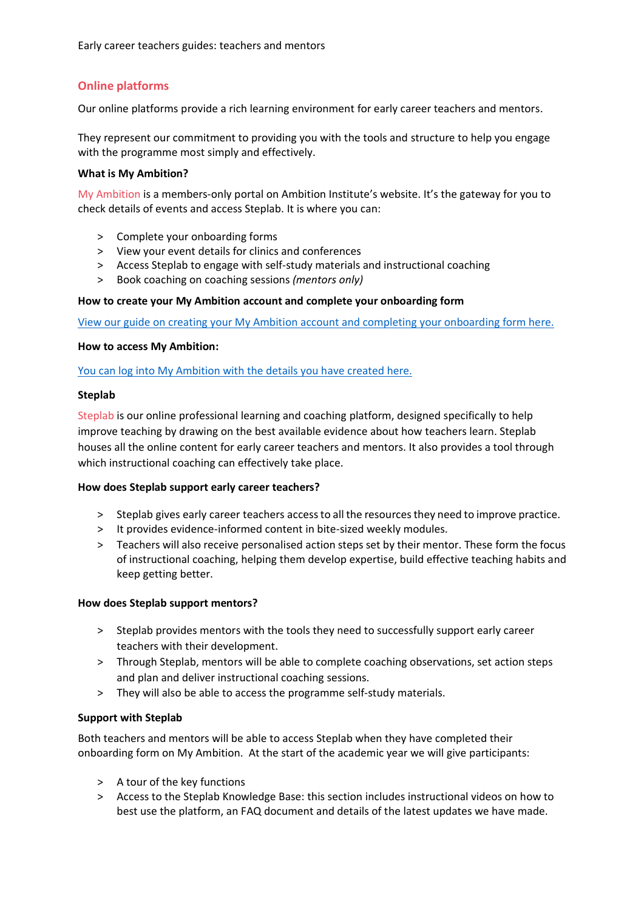## Online platforms

Our online platforms provide a rich learning environment for early career teachers and mentors.

They represent our commitment to providing you with the tools and structure to help you engage with the programme most simply and effectively.

**What is My Ambition?**

My Ambition is a members-only portal on Ambition Institute's website. It's the gateway for you to check details of events and access Steplab. It is where you can:

- Complete your onboarding forms
- View your event details for clinics and conferences
- Access Steplab to engage with self-study materials and instructional coaching
- Book coaching on coaching sessions *(mentors only)*

**How to create your My Ambition account and complete your onboarding form**

View our guide on creating your My Ambition account and completing your onboarding form here.

**How to access My Ambition:**

You can log into My Ambition with the details you have created here.

**Steplab**

Steplab is our online professional learning and coaching platform, designed specifically to help improve teaching by drawing on the best available evidence about how teachers learn. Steplab houses all the online content for early career teachers and mentors. It also provides a tool through which instructional coaching can effectively take place.

**How does Steplab support early career teachers?**

- Steplab gives early career teachers access to all the resources they need to improve practice.
- It provides evidence-informed content in bite-sized weekly modules.
- Teachers will also receive personalised action steps set by their mentor. These form the focus of instructional coaching, helping them develop expertise, build effective teaching habits and keep getting better.

**How does Steplab support mentors?**

- Steplab provides mentors with the tools they need to successfully support early career teachers with their development.
- Through Steplab, mentors will be able to complete coaching observations, set action steps and plan and deliver instructional coaching sessions.
- They will also be able to access the programme self-study materials.

**Support with Steplab**

Both teachers and mentors will be able to access Steplab when they have completed their onboarding form on My Ambition. At the start of the academic year we will give participants:

- A tour of the key functions
- Access to the Steplab Knowledge Base: this section includes instructional videos on how to best use the platform, an FAQ document and details of the latest updates we have made.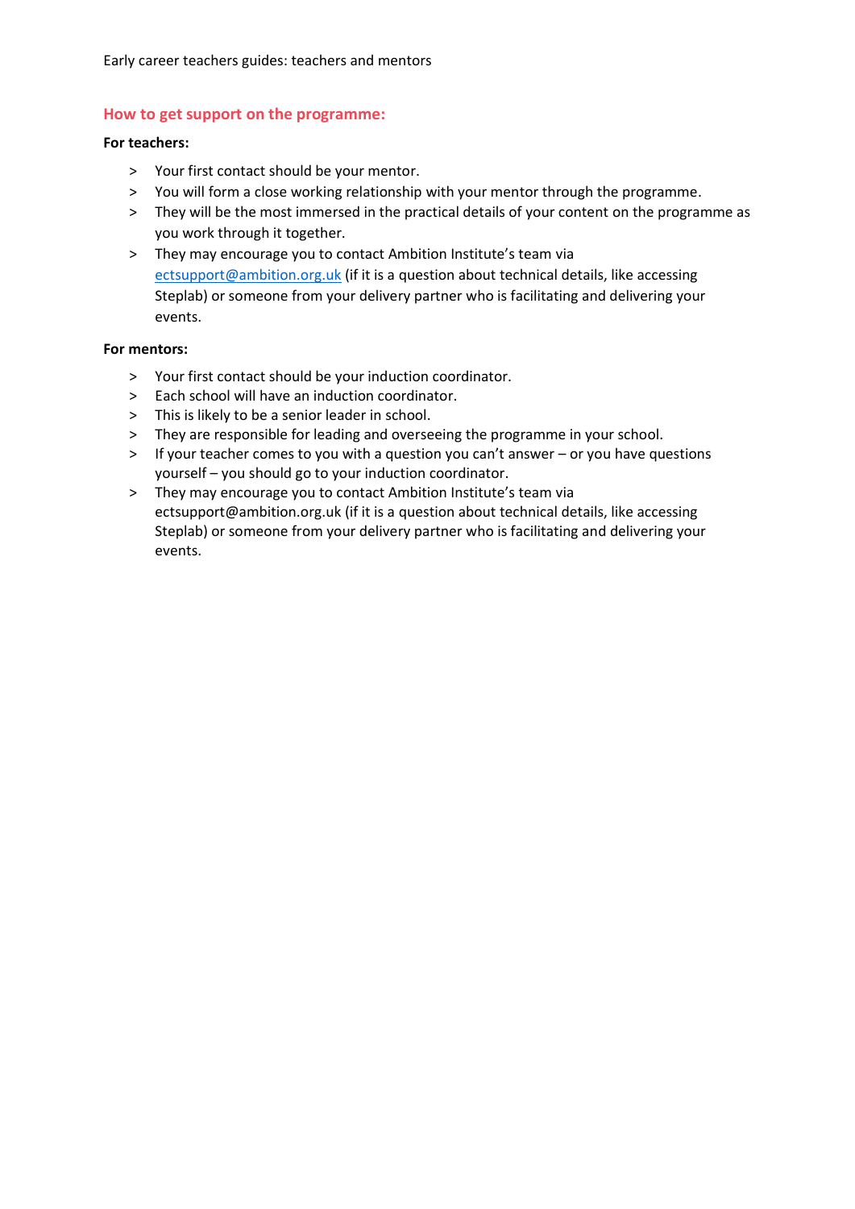## How to get support on the programme:

**For teachers:**

- Your first contact should be your mentor.
- You will form a close working relationship with your mentor through the programme.
- They will be the most immersed in the practical details of your content on the programme as you work through it together.
- They may encourage you to contact Ambition Institute's team via [ectsupport@ambition.org.uk](mailto:ectsupport@ambition.org.uk) (if it is a question about technical details, like accessing Steplab) or someone from your delivery partner who is facilitating and delivering your events.

**For mentors:**

- Your first contact should be your induction coordinator.
- Each school will have an induction coordinator.
- This is likely to be a senior leader in school.
- They are responsible for leading and overseeing the programme in your school.
- If your teacher comes to you with a question you can't answer – or you have questions yourself – you should go to your induction coordinator.
- They may encourage you to contact Ambition Institute's team via ectsupport@ambition.org.uk (if it is a question about technical details, like accessing Steplab) or someone from your delivery partner who is facilitating and delivering your events.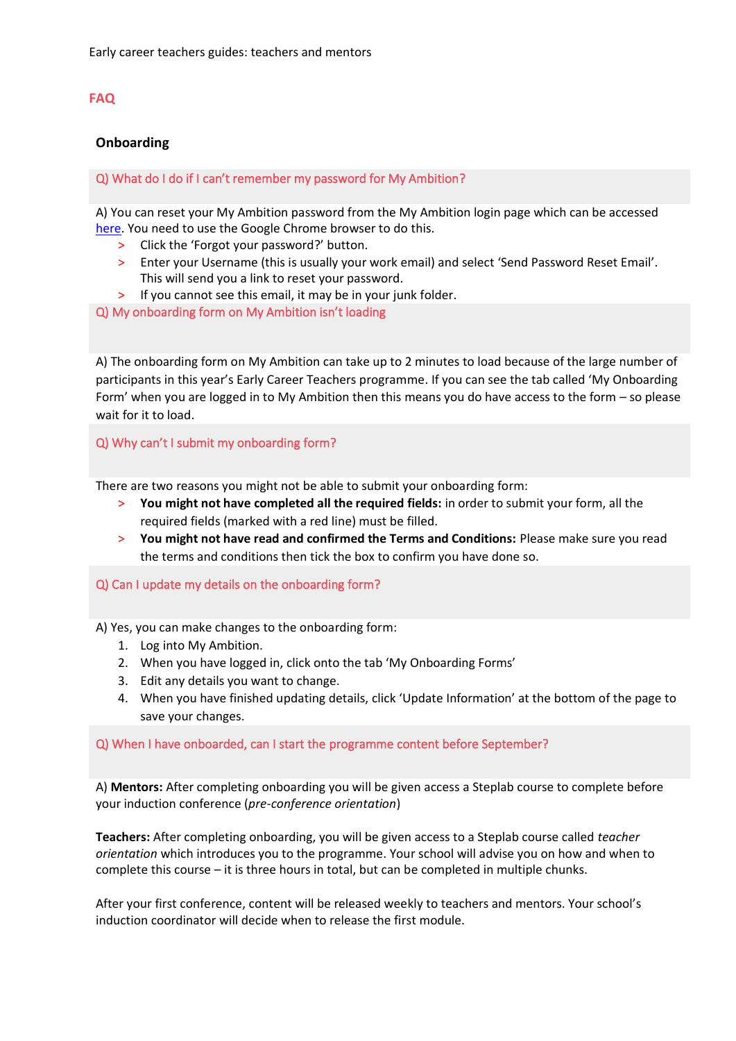## FAQ

### Onboarding

**Q) What do I do if I can't remember my password for My Ambition?**

A) You can reset your My Ambition password from the My Ambition login page which can be accessed here. You need to use the Google Chrome browser to do this.

- Click the 'Forgot your password?' button.
- Enter your Username (this is usually your work email) and select 'Send Password Reset Email'. This will send you a link to reset your password.
- If you cannot see this email, it may be in your junk folder.

**Q) My onboarding form on My Ambition isn't loading**

A) The onboarding form on My Ambition can take up to 2 minutes to load because of the large number of participants in this year's Early Career Teachers programme. If you can see the tab called 'My Onboarding Form' when you are logged in to My Ambition then this means you do have access to the form – so please wait for it to load.

**Q) Why can't I submit my onboarding form?**

There are two reasons you might not be able to submit your onboarding form:

- **You might not have completed all the required fields:** in order to submit your form, all the required fields (marked with a red line) must be filled.
- **You might not have read and confirmed the Terms and Conditions:** Please make sure you read the terms and conditions then tick the box to confirm you have done so.

**Q) Can I update my details on the onboarding form?**

A) Yes, you can make changes to the onboarding form:

1. Log into My Ambition.
2. When you have logged in, click onto the tab 'My Onboarding Forms'
3. Edit any details you want to change.
4. When you have finished updating details, click 'Update Information' at the bottom of the page to save your changes.

**Q) When I have onboarded, can I start the programme content before September?**

A) **Mentors:** After completing onboarding you will be given access a Steplab course to complete before your induction conference (*pre-conference orientation*)

**Teachers:** After completing onboarding, you will be given access to a Steplab course called *teacher orientation* which introduces you to the programme. Your school will advise you on how and when to complete this course – it is three hours in total, but can be completed in multiple chunks.

After your first conference, content will be released weekly to teachers and mentors. Your school's induction coordinator will decide when to release the first module.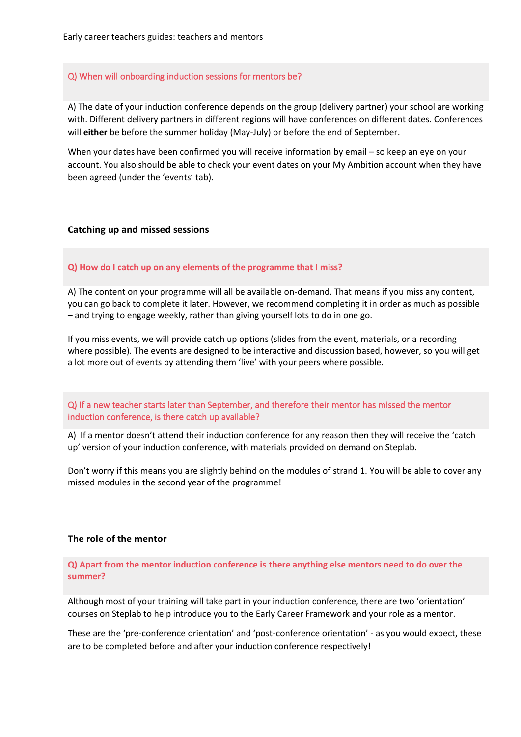Early career teachers guides: teachers and mentors

**Q) When will onboarding induction sessions for mentors be?**

A) The date of your induction conference depends on the group (delivery partner) your school are working with. Different delivery partners in different regions will have conferences on different dates. Conferences will **either** be before the summer holiday (May-July) or before the end of September.

When your dates have been confirmed you will receive information by email – so keep an eye on your account. You also should be able to check your event dates on your My Ambition account when they have been agreed (under the 'events' tab).

### Catching up and missed sessions

**Q) How do I catch up on any elements of the programme that I miss?**

A) The content on your programme will all be available on-demand. That means if you miss any content, you can go back to complete it later. However, we recommend completing it in order as much as possible – and trying to engage weekly, rather than giving yourself lots to do in one go.

If you miss events, we will provide catch up options (slides from the event, materials, or a recording where possible). The events are designed to be interactive and discussion based, however, so you will get a lot more out of events by attending them 'live' with your peers where possible.

**Q) If a new teacher starts later than September, and therefore their mentor has missed the mentor induction conference, is there catch up available?**

A) If a mentor doesn't attend their induction conference for any reason then they will receive the 'catch up' version of your induction conference, with materials provided on demand on Steplab.

Don't worry if this means you are slightly behind on the modules of strand 1. You will be able to cover any missed modules in the second year of the programme!

### The role of the mentor

**Q) Apart from the mentor induction conference is there anything else mentors need to do over the summer?**

Although most of your training will take part in your induction conference, there are two 'orientation' courses on Steplab to help introduce you to the Early Career Framework and your role as a mentor.

These are the 'pre-conference orientation' and 'post-conference orientation' - as you would expect, these are to be completed before and after your induction conference respectively!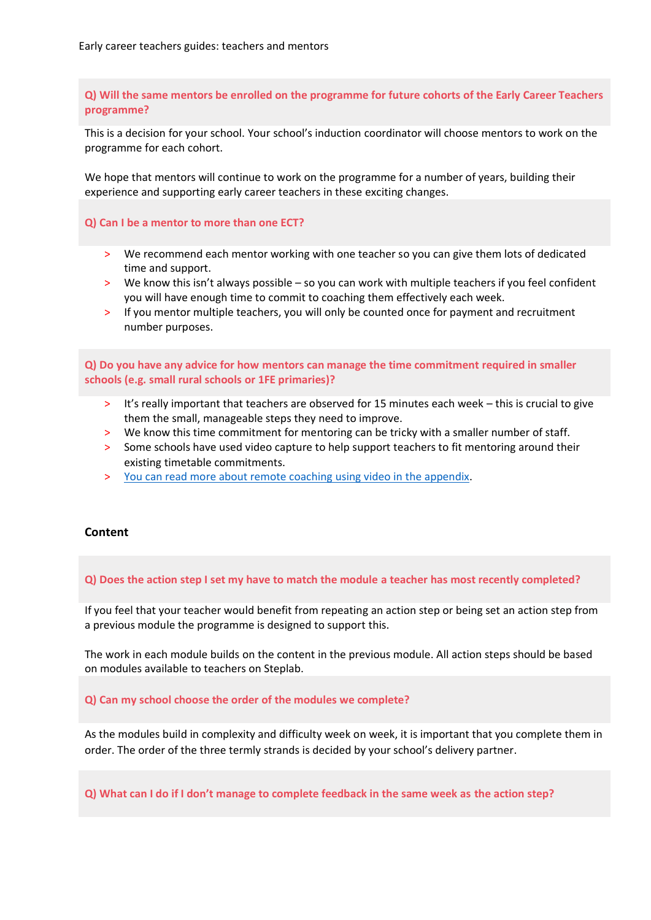**Q) Will the same mentors be enrolled on the programme for future cohorts of the Early Career Teachers programme?**

This is a decision for your school. Your school's induction coordinator will choose mentors to work on the programme for each cohort.

We hope that mentors will continue to work on the programme for a number of years, building their experience and supporting early career teachers in these exciting changes.

**Q) Can I be a mentor to more than one ECT?**

- We recommend each mentor working with one teacher so you can give them lots of dedicated time and support.
- We know this isn't always possible – so you can work with multiple teachers if you feel confident you will have enough time to commit to coaching them effectively each week.
- If you mentor multiple teachers, you will only be counted once for payment and recruitment number purposes.

**Q) Do you have any advice for how mentors can manage the time commitment required in smaller schools (e.g. small rural schools or 1FE primaries)?**

- It's really important that teachers are observed for 15 minutes each week – this is crucial to give them the small, manageable steps they need to improve.
- We know this time commitment for mentoring can be tricky with a smaller number of staff.
- Some schools have used video capture to help support teachers to fit mentoring around their existing timetable commitments.
- You can read more about remote coaching using video in the appendix.

## Content

**Q) Does the action step I set my have to match the module a teacher has most recently completed?**

If you feel that your teacher would benefit from repeating an action step or being set an action step from a previous module the programme is designed to support this.

The work in each module builds on the content in the previous module. All action steps should be based on modules available to teachers on Steplab.

**Q) Can my school choose the order of the modules we complete?**

As the modules build in complexity and difficulty week on week, it is important that you complete them in order. The order of the three termly strands is decided by your school's delivery partner.

**Q) What can I do if I don't manage to complete feedback in the same week as the action step?**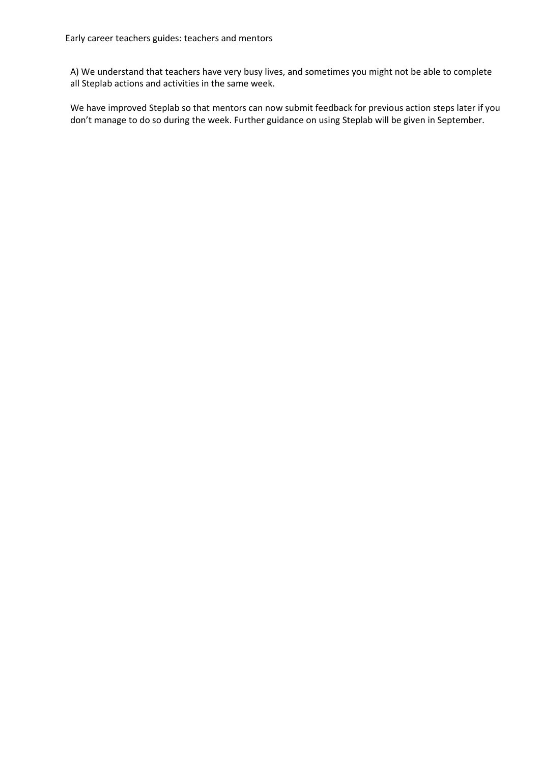A) We understand that teachers have very busy lives, and sometimes you might not be able to complete all Steplab actions and activities in the same week.

We have improved Steplab so that mentors can now submit feedback for previous action steps later if you don't manage to do so during the week. Further guidance on using Steplab will be given in September.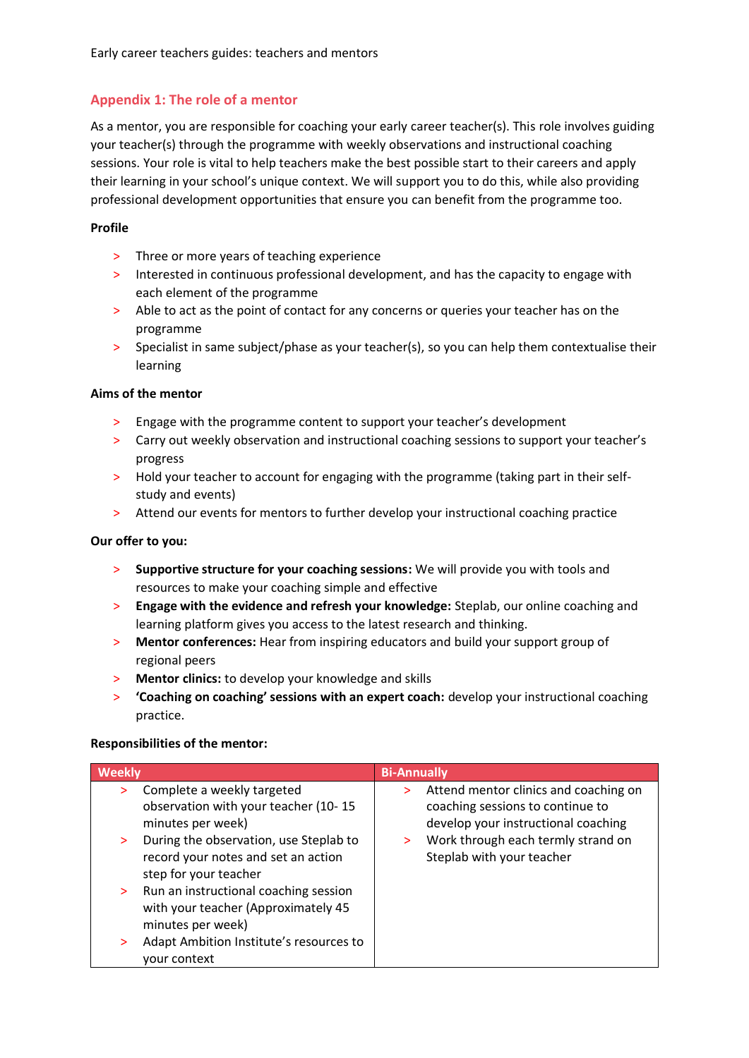## Appendix 1: The role of a mentor

As a mentor, you are responsible for coaching your early career teacher(s). This role involves guiding your teacher(s) through the programme with weekly observations and instructional coaching sessions. Your role is vital to help teachers make the best possible start to their careers and apply their learning in your school's unique context. We will support you to do this, while also providing professional development opportunities that ensure you can benefit from the programme too.

**Profile**

- Three or more years of teaching experience
- Interested in continuous professional development, and has the capacity to engage with each element of the programme
- Able to act as the point of contact for any concerns or queries your teacher has on the programme
- Specialist in same subject/phase as your teacher(s), so you can help them contextualise their learning

**Aims of the mentor**

- Engage with the programme content to support your teacher's development
- Carry out weekly observation and instructional coaching sessions to support your teacher's progress
- Hold your teacher to account for engaging with the programme (taking part in their self-study and events)
- Attend our events for mentors to further develop your instructional coaching practice

**Our offer to you:**

- **Supportive structure for your coaching sessions:** We will provide you with tools and resources to make your coaching simple and effective
- **Engage with the evidence and refresh your knowledge:** Steplab, our online coaching and learning platform gives you access to the latest research and thinking.
- **Mentor conferences:** Hear from inspiring educators and build your support group of regional peers
- **Mentor clinics:** to develop your knowledge and skills
- **'Coaching on coaching' sessions with an expert coach:** develop your instructional coaching practice.

**Responsibilities of the mentor:**

| Weekly | Bi-Annually |
|---|---|
| > Complete a weekly targeted observation with your teacher (10- 15 minutes per week)<br>> During the observation, use Steplab to record your notes and set an action step for your teacher<br>> Run an instructional coaching session with your teacher (Approximately 45 minutes per week)<br>> Adapt Ambition Institute's resources to your context | > Attend mentor clinics and coaching on coaching sessions to continue to develop your instructional coaching<br>> Work through each termly strand on Steplab with your teacher |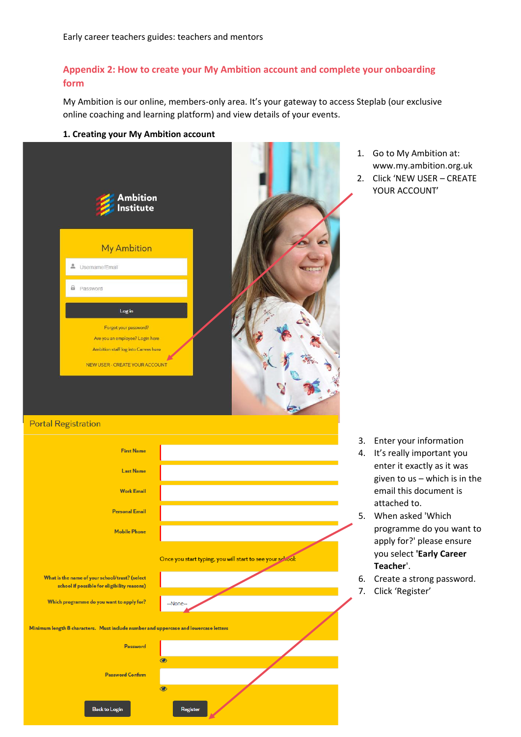## Appendix 2: How to create your My Ambition account and complete your onboarding form

My Ambition is our online, members-only area. It's your gateway to access Steplab (our exclusive online coaching and learning platform) and view details of your events.

**1. Creating your My Ambition account**

1. Go to My Ambition at: www.my.ambition.org.uk
2. Click 'NEW USER – CREATE YOUR ACCOUNT'
3. Enter your information
4. It's really important you enter it exactly as it was given to us – which is in the email this document is attached to.
5. When asked 'Which programme do you want to apply for?' please ensure you select **'Early Career Teacher'**.
6. Create a strong password.
7. Click 'Register'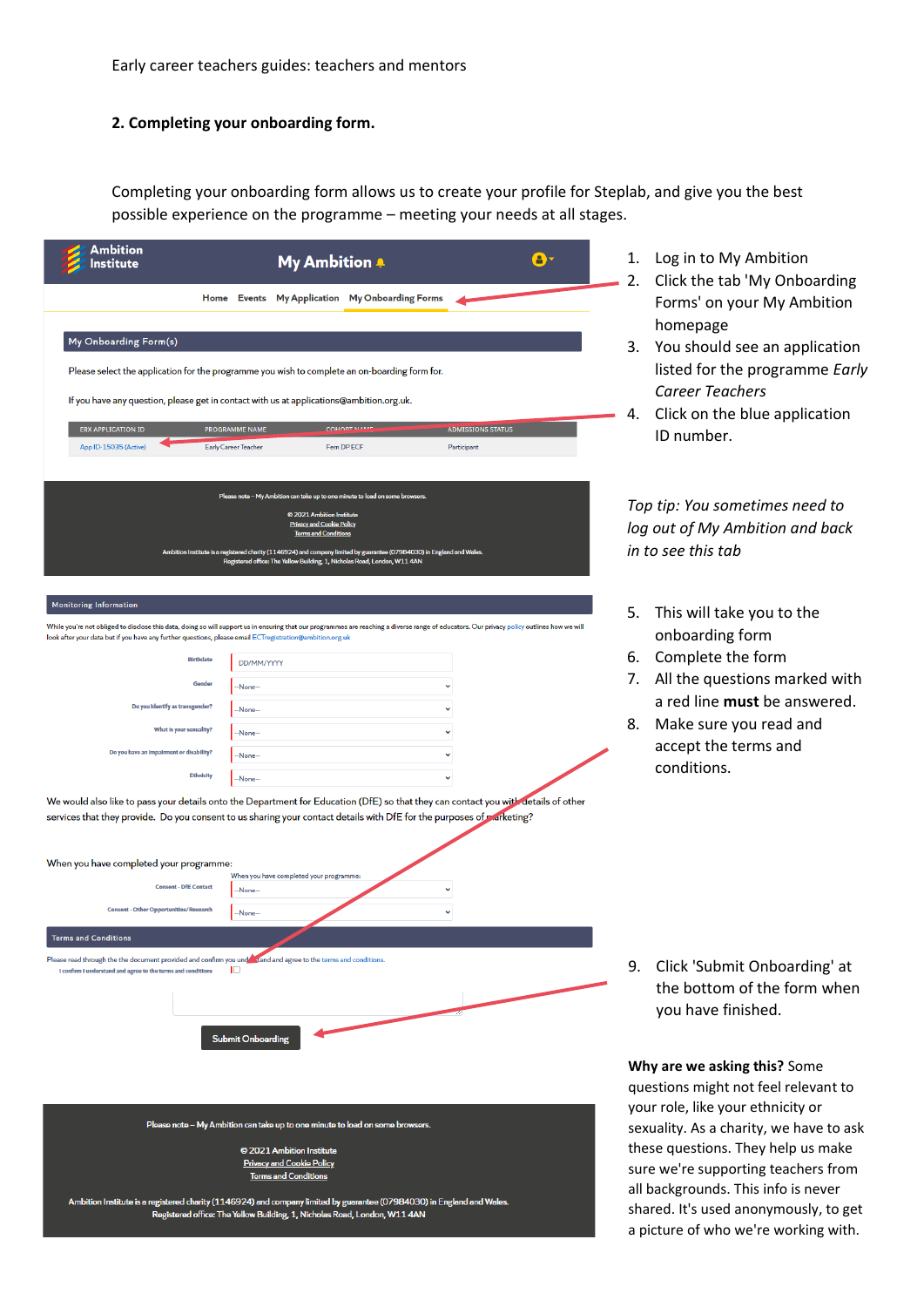Early career teachers guides: teachers and mentors

**2. Completing your onboarding form.**

Completing your onboarding form allows us to create your profile for Steplab, and give you the best possible experience on the programme – meeting your needs at all stages.

1. Log in to My Ambition
2. Click the tab 'My Onboarding Forms' on your My Ambition homepage
3. You should see an application listed for the programme *Early Career Teachers*
4. Click on the blue application ID number.

*Top tip: You sometimes need to log out of My Ambition and back in to see this tab*

5. This will take you to the onboarding form
6. Complete the form
7. All the questions marked with a red line **must** be answered.
8. Make sure you read and accept the terms and conditions.
9. Click 'Submit Onboarding' at the bottom of the form when you have finished.

**Why are we asking this?** Some questions might not feel relevant to your role, like your ethnicity or sexuality. As a charity, we have to ask these questions. They help us make sure we're supporting teachers from all backgrounds. This info is never shared. It's used anonymously, to get a picture of who we're working with.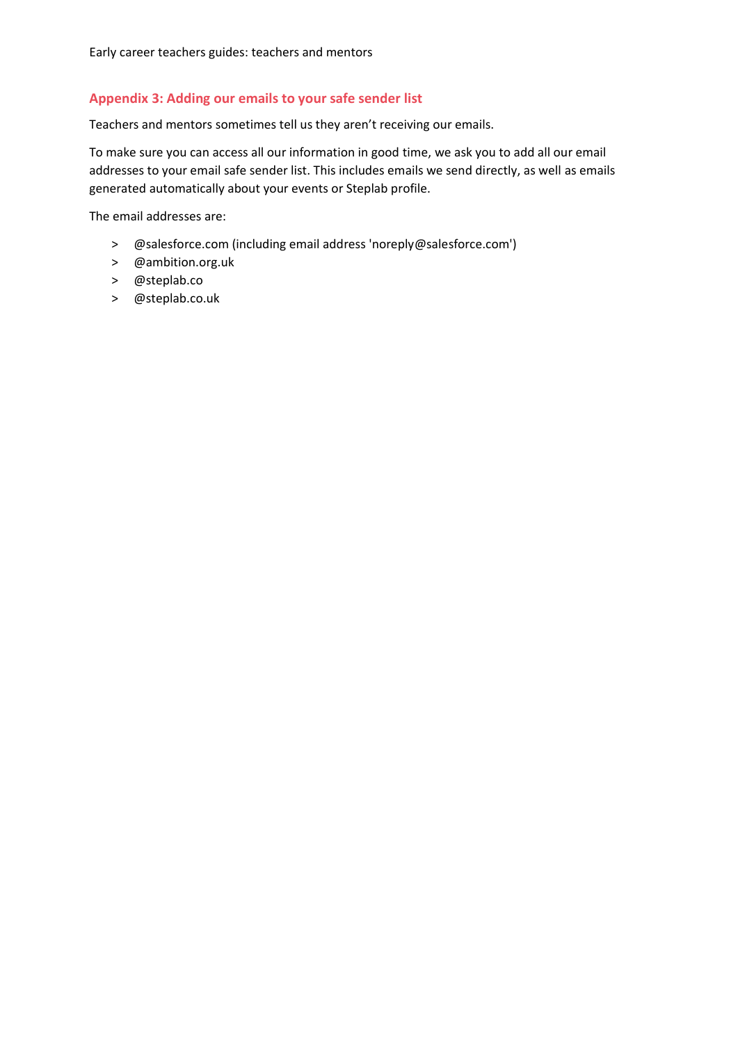## Appendix 3: Adding our emails to your safe sender list

Teachers and mentors sometimes tell us they aren't receiving our emails.

To make sure you can access all our information in good time, we ask you to add all our email addresses to your email safe sender list. This includes emails we send directly, as well as emails generated automatically about your events or Steplab profile.

The email addresses are:

- @salesforce.com (including email address 'noreply@salesforce.com')
- @ambition.org.uk
- @steplab.co
- @steplab.co.uk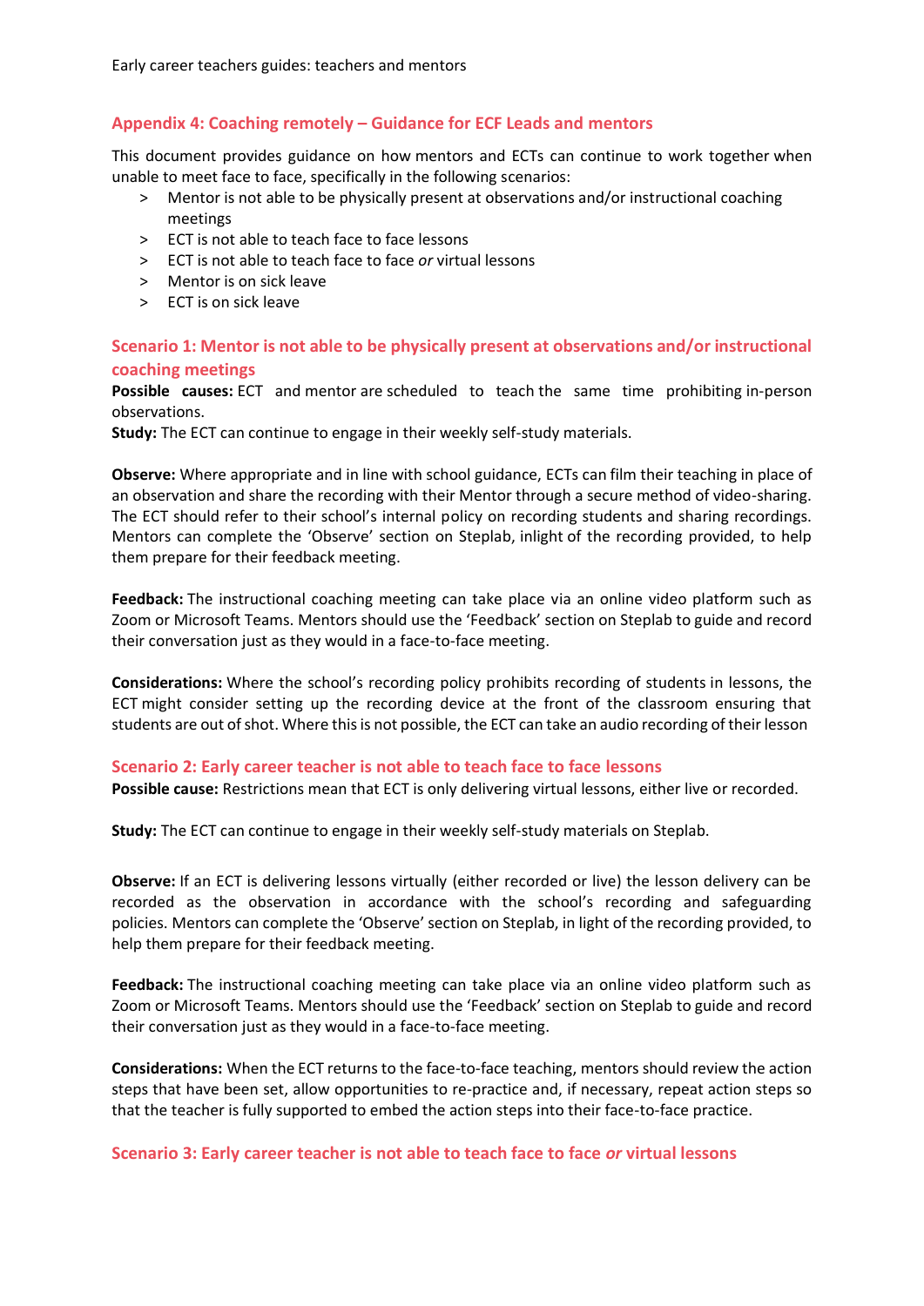## Appendix 4: Coaching remotely – Guidance for ECF Leads and mentors

This document provides guidance on how mentors and ECTs can continue to work together when unable to meet face to face, specifically in the following scenarios:

- Mentor is not able to be physically present at observations and/or instructional coaching meetings
- ECT is not able to teach face to face lessons
- ECT is not able to teach face to face *or* virtual lessons
- Mentor is on sick leave
- ECT is on sick leave

### Scenario 1: Mentor is not able to be physically present at observations and/or instructional coaching meetings

**Possible causes:** ECT and mentor are scheduled to teach the same time prohibiting in-person observations.

**Study:** The ECT can continue to engage in their weekly self-study materials.

**Observe:** Where appropriate and in line with school guidance, ECTs can film their teaching in place of an observation and share the recording with their Mentor through a secure method of video-sharing. The ECT should refer to their school's internal policy on recording students and sharing recordings. Mentors can complete the 'Observe' section on Steplab, inlight of the recording provided, to help them prepare for their feedback meeting.

**Feedback:** The instructional coaching meeting can take place via an online video platform such as Zoom or Microsoft Teams. Mentors should use the 'Feedback' section on Steplab to guide and record their conversation just as they would in a face-to-face meeting.

**Considerations:** Where the school's recording policy prohibits recording of students in lessons, the ECT might consider setting up the recording device at the front of the classroom ensuring that students are out of shot. Where this is not possible, the ECT can take an audio recording of their lesson

### Scenario 2: Early career teacher is not able to teach face to face lessons

**Possible cause:** Restrictions mean that ECT is only delivering virtual lessons, either live or recorded.

**Study:** The ECT can continue to engage in their weekly self-study materials on Steplab.

**Observe:** If an ECT is delivering lessons virtually (either recorded or live) the lesson delivery can be recorded as the observation in accordance with the school's recording and safeguarding policies. Mentors can complete the 'Observe' section on Steplab, in light of the recording provided, to help them prepare for their feedback meeting.

**Feedback:** The instructional coaching meeting can take place via an online video platform such as Zoom or Microsoft Teams. Mentors should use the 'Feedback' section on Steplab to guide and record their conversation just as they would in a face-to-face meeting.

**Considerations:** When the ECT returns to the face-to-face teaching, mentors should review the action steps that have been set, allow opportunities to re-practice and, if necessary, repeat action steps so that the teacher is fully supported to embed the action steps into their face-to-face practice.

### Scenario 3: Early career teacher is not able to teach face to face *or* virtual lessons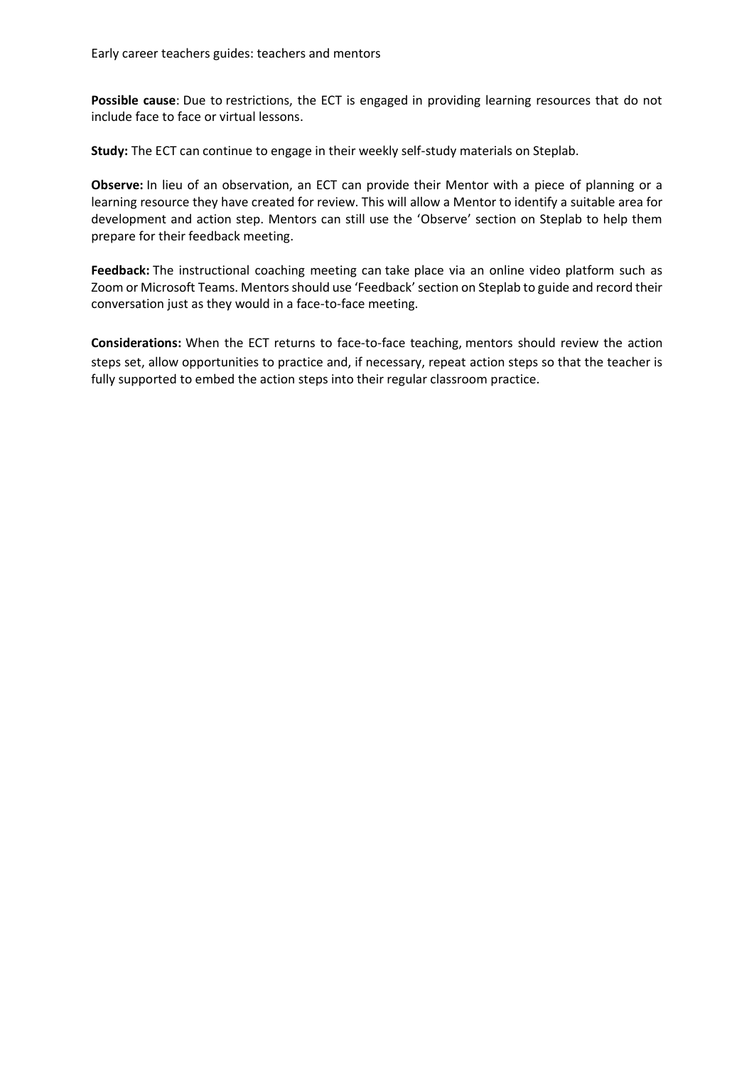**Possible cause**: Due to restrictions, the ECT is engaged in providing learning resources that do not include face to face or virtual lessons.

**Study:** The ECT can continue to engage in their weekly self-study materials on Steplab.

**Observe:** In lieu of an observation, an ECT can provide their Mentor with a piece of planning or a learning resource they have created for review. This will allow a Mentor to identify a suitable area for development and action step. Mentors can still use the 'Observe' section on Steplab to help them prepare for their feedback meeting.

**Feedback:** The instructional coaching meeting can take place via an online video platform such as Zoom or Microsoft Teams. Mentors should use 'Feedback' section on Steplab to guide and record their conversation just as they would in a face-to-face meeting.

**Considerations:** When the ECT returns to face-to-face teaching, mentors should review the action steps set, allow opportunities to practice and, if necessary, repeat action steps so that the teacher is fully supported to embed the action steps into their regular classroom practice.